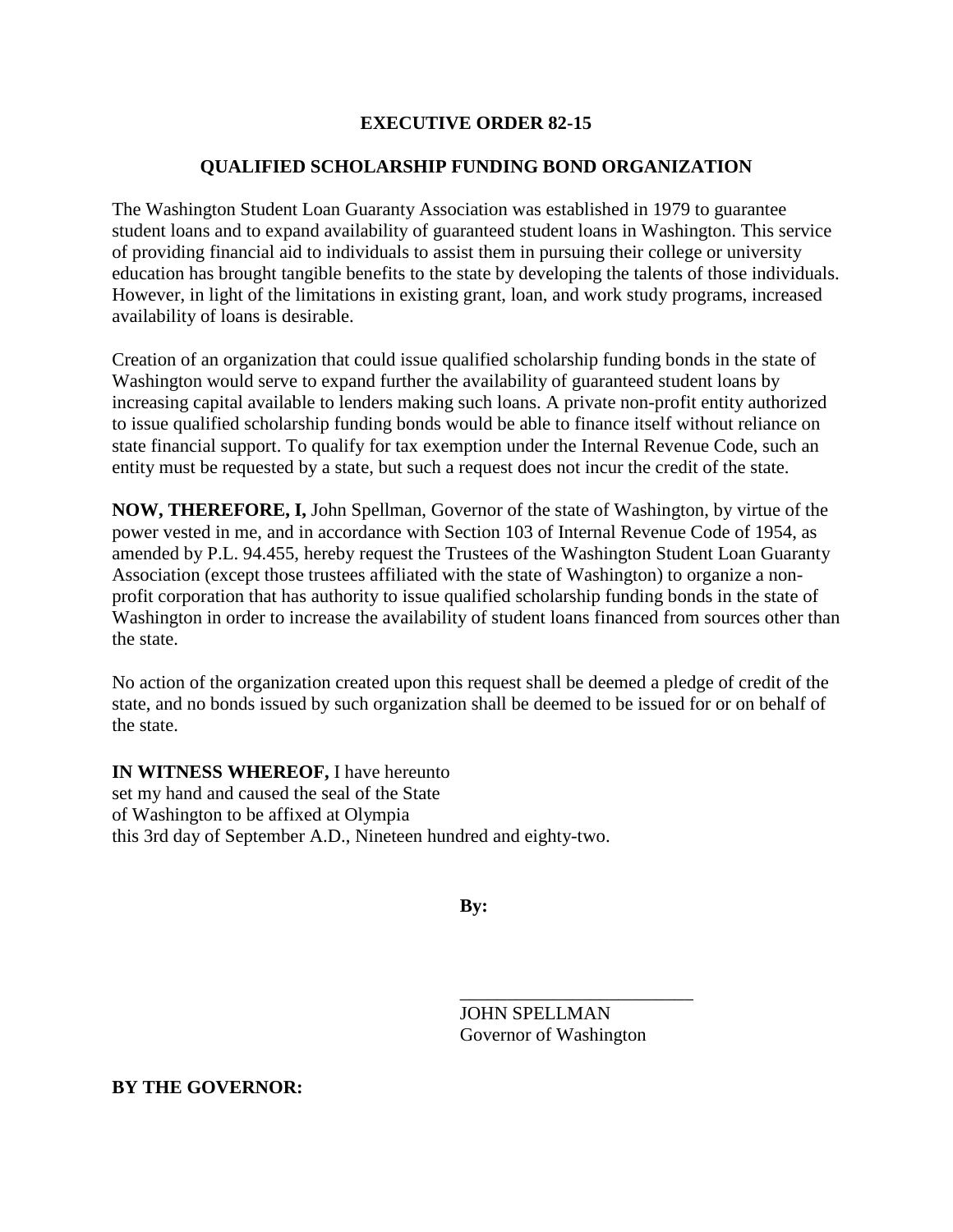# EXECUTIVE ORDER 82-15

## QUALIFIED SCHOLARSHIP FUNDING BOND ORGANIZATION

The Washington Student Loan Guaranty Association was established in 1979 to guarantee student loans and to expand availability of guaranteed student loans in Washington. This service of providing financial aid to individuals to assist them in pursuing their college or university education has brought tangible benefits to the state by developing the talents of those individuals. However, in light of the limitations in existing grant, loan, and work study programs, increased availability of loans is desirable.

Creation of an organization that could issue qualified scholarship funding bonds in the state of Washington would serve to expand further the availability of guaranteed student loans by increasing capital available to lenders making such loans. A private non-profit entity authorized to issue qualified scholarship funding bonds would be able to finance itself without reliance on state financial support. To qualify for tax exemption under the Internal Revenue Code, such an entity must be requested by a state, but such a request does not incur the credit of the state.

**NOW, THEREFORE, I,** John Spellman, Governor of the state of Washington, by virtue of the power vested in me, and in accordance with Section 103 of Internal Revenue Code of 1954, as amended by P.L. 94.455, hereby request the Trustees of the Washington Student Loan Guaranty Association (except those trustees affiliated with the state of Washington) to organize a non-profit corporation that has authority to issue qualified scholarship funding bonds in the state of Washington in order to increase the availability of student loans financed from sources other than the state.

No action of the organization created upon this request shall be deemed a pledge of credit of the state, and no bonds issued by such organization shall be deemed to be issued for or on behalf of the state.

**IN WITNESS WHEREOF,** I have hereunto set my hand and caused the seal of the State of Washington to be affixed at Olympia this 3rd day of September A.D., Nineteen hundred and eighty-two.

**By:**

\_\_\_\_\_\_\_\_\_\_\_\_\_\_\_\_\_\_\_\_\_\_\_\_\_
JOHN SPELLMAN
Governor of Washington

**BY THE GOVERNOR:**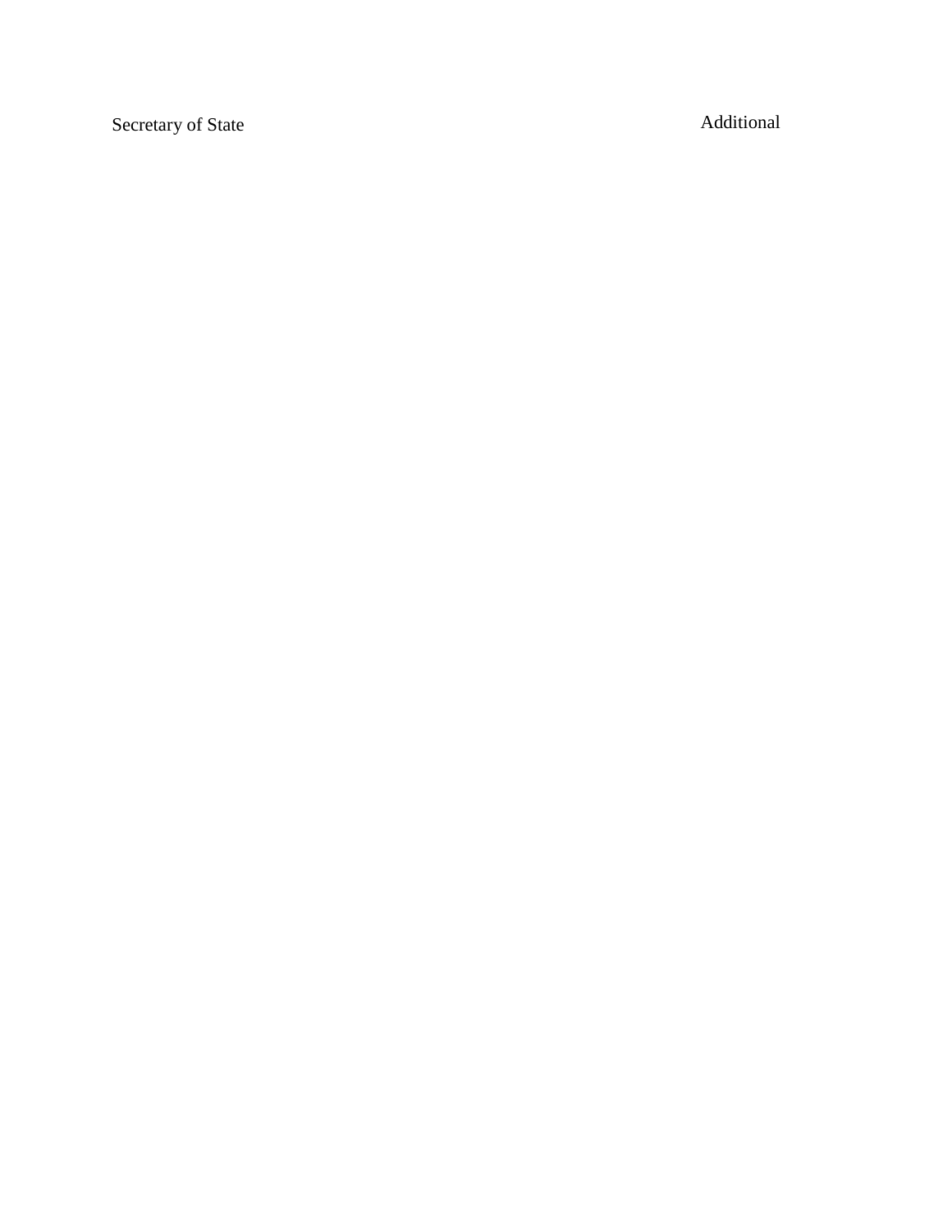Secretary of State Additional